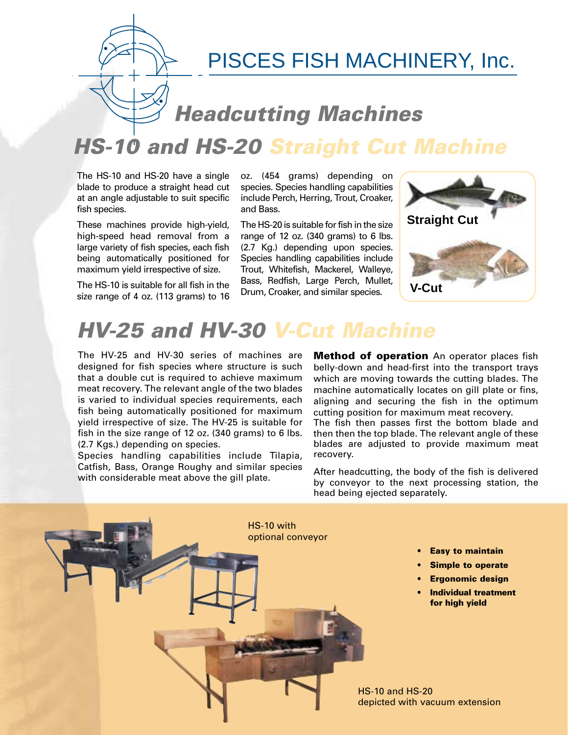# PISCES FISH MACHINERY, Inc.

## *Headcutting Machines*

## *HS-10 and HS-20 Straight Cut Machine*

The HS-10 and HS-20 have a single blade to produce a straight head cut at an angle adjustable to suit specific fish species.

These machines provide high-yield, high-speed head removal from a large variety of fish species, each fish being automatically positioned for maximum yield irrespective of size.

The HS-10 is suitable for all fish in the size range of 4 oz. (113 grams) to 16 oz. (454 grams) depending on species. Species handling capabilities include Perch, Herring, Trout, Croaker, and Bass.

The HS-20 is suitable for fish in the size range of 12 oz. (340 grams) to 6 lbs. (2.7 Kg.) depending upon species. Species handling capabilities include Trout, Whitefish, Mackerel, Walleye, Bass, Redfish, Large Perch, Mullet, Drum, Croaker, and similar species.

**Straight Cut**

**V-Cut**

## *HV-25 and HV-30 V-Cut Machine*

The HV-25 and HV-30 series of machines are designed for fish species where structure is such that a double cut is required to achieve maximum meat recovery. The relevant angle of the two blades is varied to individual species requirements, each fish being automatically positioned for maximum yield irrespective of size. The HV-25 is suitable for fish in the size range of 12 oz. (340 grams) to 6 lbs. (2.7 Kgs.) depending on species.
Species handling capabilities include Tilapia, Catfish, Bass, Orange Roughy and similar species with considerable meat above the gill plate.

**Method of operation** An operator places fish belly-down and head-first into the transport trays which are moving towards the cutting blades. The machine automatically locates on gill plate or fins, aligning and securing the fish in the optimum cutting position for maximum meat recovery.
The fish then passes first the bottom blade and then then the top blade. The relevant angle of these blades are adjusted to provide maximum meat recovery.

After headcutting, the body of the fish is delivered by conveyor to the next processing station, the head being ejected separately.

HS-10 with optional conveyor

- **Easy to maintain**
- **Simple to operate**
- **Ergonomic design**
- **Individual treatment for high yield**

HS-10 and HS-20 depicted with vacuum extension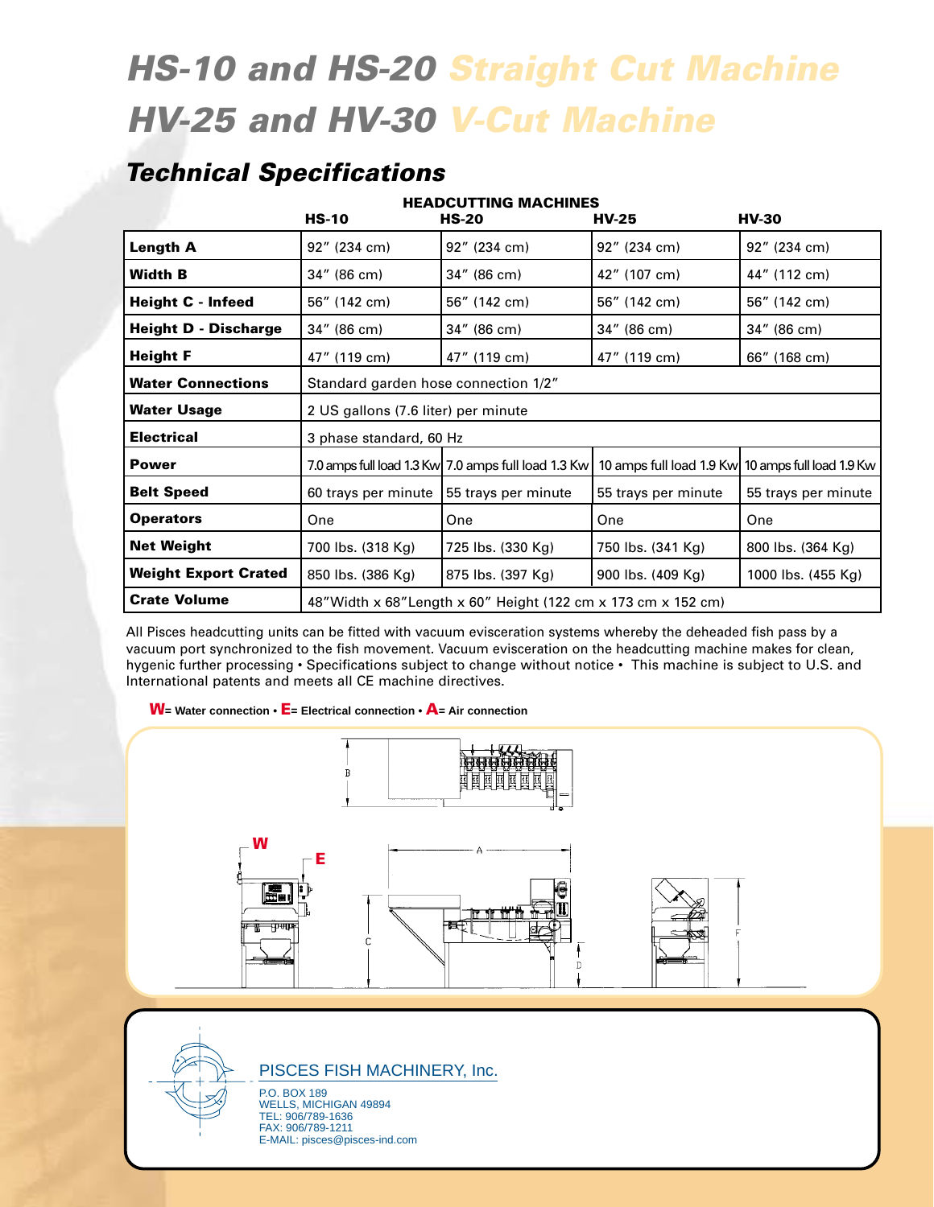# HS-10 and HS-20 *Straight Cut Machine*
# HV-25 and HV-30 *V-Cut Machine*

## *Technical Specifications*

| | HEADCUTTING MACHINES | | | |
|---|---|---|---|---|
| | **HS-10** | **HS-20** | **HV-25** | **HV-30** |
| **Length A** | 92″ (234 cm) | 92″ (234 cm) | 92″ (234 cm) | 92″ (234 cm) |
| **Width B** | 34″ (86 cm) | 34″ (86 cm) | 42″ (107 cm) | 44″ (112 cm) |
| **Height C - Infeed** | 56″ (142 cm) | 56″ (142 cm) | 56″ (142 cm) | 56″ (142 cm) |
| **Height D - Discharge** | 34″ (86 cm) | 34″ (86 cm) | 34″ (86 cm) | 34″ (86 cm) |
| **Height F** | 47″ (119 cm) | 47″ (119 cm) | 47″ (119 cm) | 66″ (168 cm) |
| **Water Connections** | Standard garden hose connection 1/2″ | | | |
| **Water Usage** | 2 US gallons (7.6 liter) per minute | | | |
| **Electrical** | 3 phase standard, 60 Hz | | | |
| **Power** | 7.0 amps full load 1.3 Kw | 7.0 amps full load 1.3 Kw | 10 amps full load 1.9 Kw | 10 amps full load 1.9 Kw |
| **Belt Speed** | 60 trays per minute | 55 trays per minute | 55 trays per minute | 55 trays per minute |
| **Operators** | One | One | One | One |
| **Net Weight** | 700 lbs. (318 Kg) | 725 lbs. (330 Kg) | 750 lbs. (341 Kg) | 800 lbs. (364 Kg) |
| **Weight Export Crated** | 850 lbs. (386 Kg) | 875 lbs. (397 Kg) | 900 lbs. (409 Kg) | 1000 lbs. (455 Kg) |
| **Crate Volume** | 48″Width x 68″Length x 60″ Height (122 cm x 173 cm x 152 cm) | | | |

All Pisces headcutting units can be fitted with vacuum evisceration systems whereby the deheaded fish pass by a vacuum port synchronized to the fish movement. Vacuum evisceration on the headcutting machine makes for clean, hygenic further processing • Specifications subject to change without notice • This machine is subject to U.S. and International patents and meets all CE machine directives.

**W**= Water connection • **E**= Electrical connection • **A**= Air connection

B

W

E

A

C

D

F

PISCES FISH MACHINERY, Inc.

P.O. BOX 189
WELLS, MICHIGAN 49894
TEL: 906/789-1636
FAX: 906/789-1211
E-MAIL: pisces@pisces-ind.com